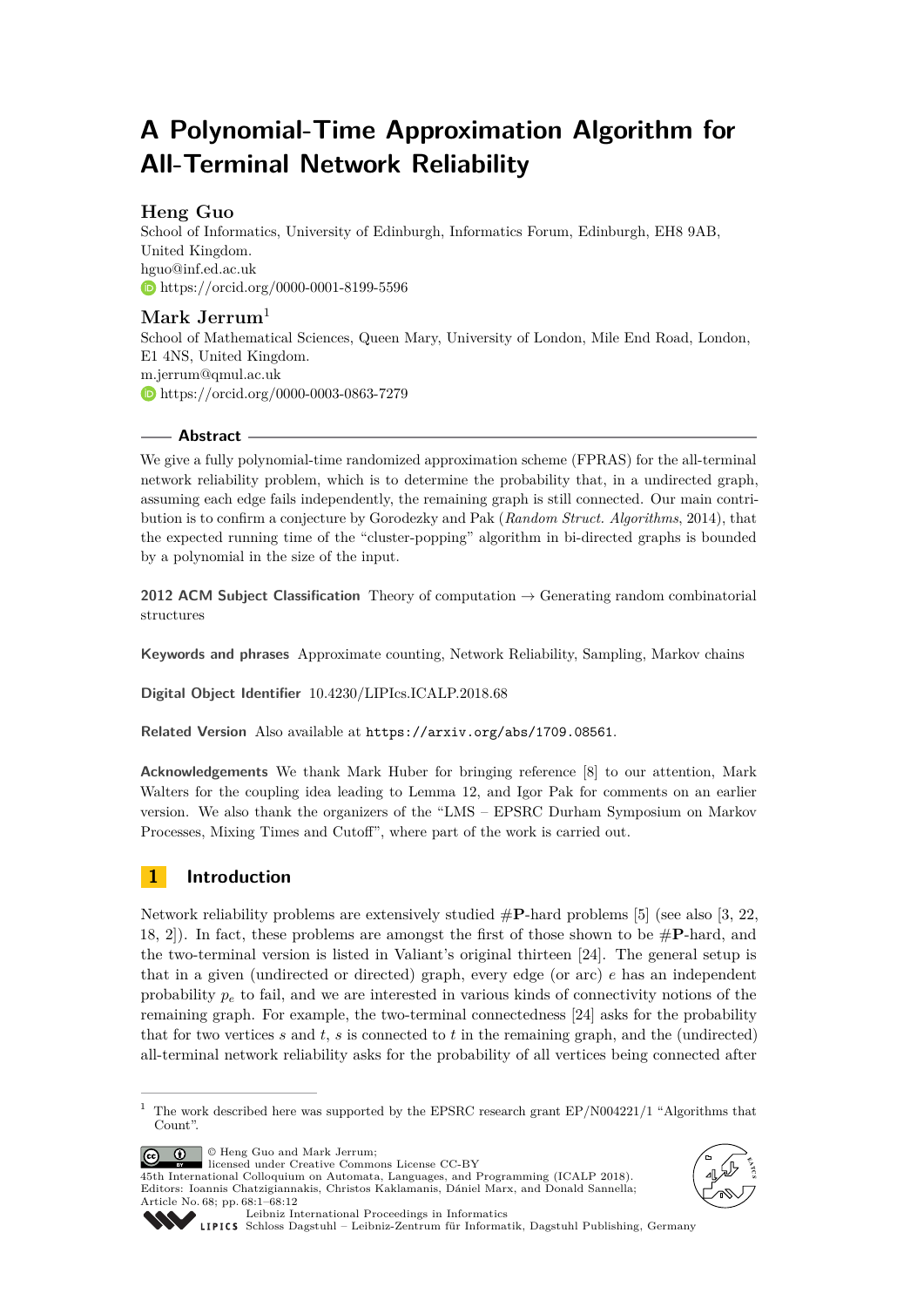# A Polynomial-Time Approximation Algorithm for All-Terminal Network Reliability

**Heng Guo**

School of Informatics, University of Edinburgh, Informatics Forum, Edinburgh, EH8 9AB, United Kingdom.
hguo@inf.ed.ac.uk
https://orcid.org/0000-0001-8199-5596

**Mark Jerrum**[1]

School of Mathematical Sciences, Queen Mary, University of London, Mile End Road, London, E1 4NS, United Kingdom.
m.jerrum@qmul.ac.uk
https://orcid.org/0000-0003-0863-7279

## Abstract

We give a fully polynomial-time randomized approximation scheme (FPRAS) for the all-terminal network reliability problem, which is to determine the probability that, in a undirected graph, assuming each edge fails independently, the remaining graph is still connected. Our main contribution is to confirm a conjecture by Gorodezky and Pak (*Random Struct. Algorithms*, 2014), that the expected running time of the "cluster-popping" algorithm in bi-directed graphs is bounded by a polynomial in the size of the input.

**2012 ACM Subject Classification** Theory of computation → Generating random combinatorial structures

**Keywords and phrases** Approximate counting, Network Reliability, Sampling, Markov chains

**Digital Object Identifier** 10.4230/LIPIcs.ICALP.2018.68

**Related Version** Also available at https://arxiv.org/abs/1709.08561.

**Acknowledgements** We thank Mark Huber for bringing reference [8] to our attention, Mark Walters for the coupling idea leading to Lemma 12, and Igor Pak for comments on an earlier version. We also thank the organizers of the "LMS – EPSRC Durham Symposium on Markov Processes, Mixing Times and Cutoff", where part of the work is carried out.

## 1 Introduction

Network reliability problems are extensively studied #**P**-hard problems [5] (see also [3, 22, 18, 2]). In fact, these problems are amongst the first of those shown to be #**P**-hard, and the two-terminal version is listed in Valiant's original thirteen [24]. The general setup is that in a given (undirected or directed) graph, every edge (or arc) $e$ has an independent probability $p_e$ to fail, and we are interested in various kinds of connectivity notions of the remaining graph. For example, the two-terminal connectedness [24] asks for the probability that for two vertices $s$ and $t$, $s$ is connected to $t$ in the remaining graph, and the (undirected) all-terminal network reliability asks for the probability of all vertices being connected after

[1] The work described here was supported by the EPSRC research grant EP/N004221/1 "Algorithms that Count".

© Heng Guo and Mark Jerrum; licensed under Creative Commons License CC-BY
45th International Colloquium on Automata, Languages, and Programming (ICALP 2018).
Editors: Ioannis Chatzigiannakis, Christos Kaklamanis, Dániel Marx, and Donald Sannella;
Article No. 68; pp. 68:1–68:12
Leibniz International Proceedings in Informatics
Schloss Dagstuhl – Leibniz-Zentrum für Informatik, Dagstuhl Publishing, Germany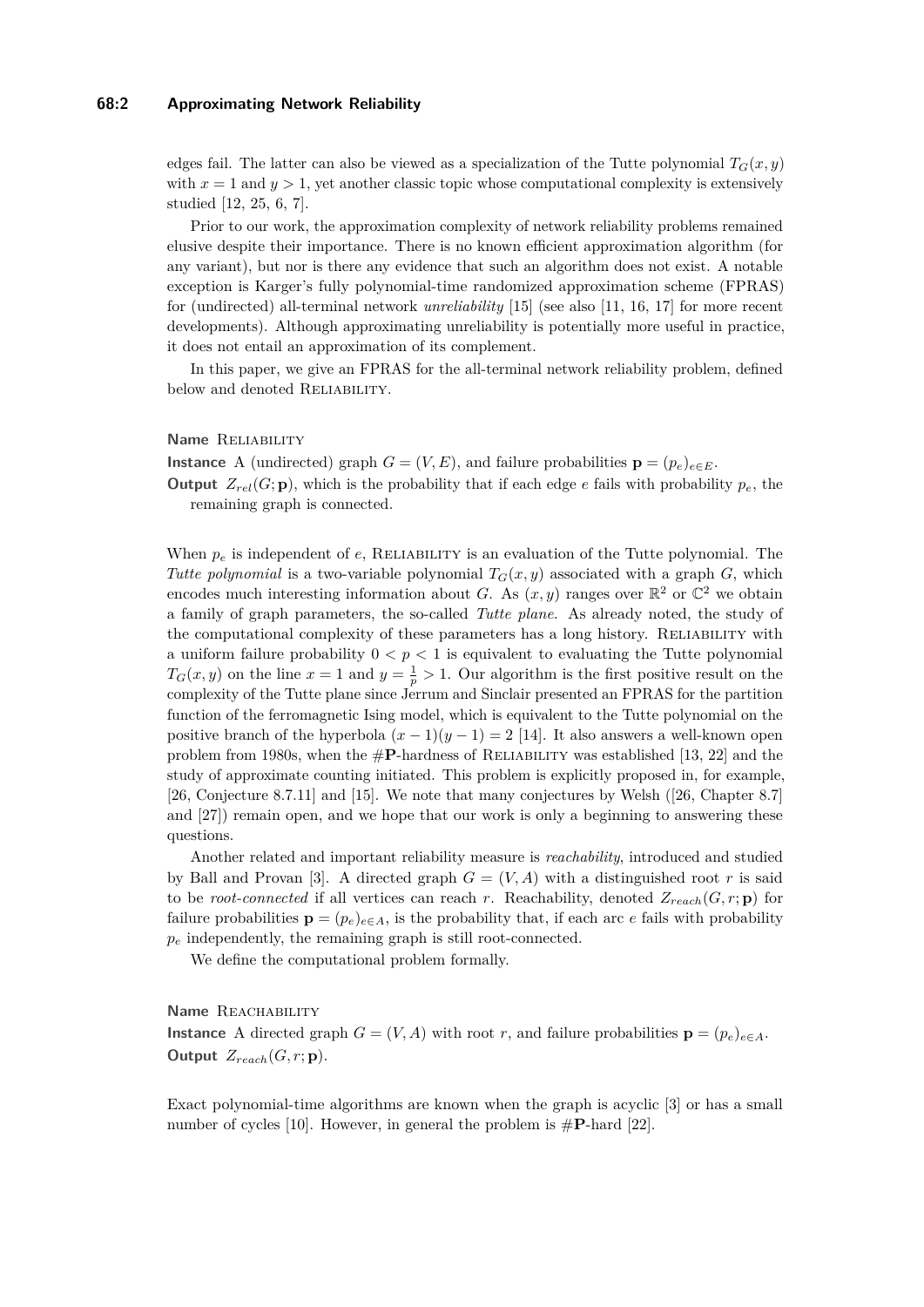edges fail. The latter can also be viewed as a specialization of the Tutte polynomial $T_G(x, y)$ with $x = 1$ and $y > 1$, yet another classic topic whose computational complexity is extensively studied [12, 25, 6, 7].

Prior to our work, the approximation complexity of network reliability problems remained elusive despite their importance. There is no known efficient approximation algorithm (for any variant), but nor is there any evidence that such an algorithm does not exist. A notable exception is Karger's fully polynomial-time randomized approximation scheme (FPRAS) for (undirected) all-terminal network *unreliability* [15] (see also [11, 16, 17] for more recent developments). Although approximating unreliability is potentially more useful in practice, it does not entail an approximation of its complement.

In this paper, we give an FPRAS for the all-terminal network reliability problem, defined below and denoted Reliability.

**Name** Reliability

**Instance** A (undirected) graph $G = (V, E)$, and failure probabilities $\mathbf{p} = (p_e)_{e \in E}$.

**Output** $Z_{rel}(G; \mathbf{p})$, which is the probability that if each edge $e$ fails with probability $p_e$, the remaining graph is connected.

When $p_e$ is independent of $e$, Reliability is an evaluation of the Tutte polynomial. The *Tutte polynomial* is a two-variable polynomial $T_G(x, y)$ associated with a graph $G$, which encodes much interesting information about $G$. As $(x, y)$ ranges over $\mathbb{R}^2$ or $\mathbb{C}^2$ we obtain a family of graph parameters, the so-called *Tutte plane*. As already noted, the study of the computational complexity of these parameters has a long history. Reliability with a uniform failure probability $0 < p < 1$ is equivalent to evaluating the Tutte polynomial $T_G(x, y)$ on the line $x = 1$ and $y = \frac{1}{p} > 1$. Our algorithm is the first positive result on the complexity of the Tutte plane since Jerrum and Sinclair presented an FPRAS for the partition function of the ferromagnetic Ising model, which is equivalent to the Tutte polynomial on the positive branch of the hyperbola $(x - 1)(y - 1) = 2$ [14]. It also answers a well-known open problem from 1980s, when the #**P**-hardness of Reliability was established [13, 22] and the study of approximate counting initiated. This problem is explicitly proposed in, for example, [26, Conjecture 8.7.11] and [15]. We note that many conjectures by Welsh ([26, Chapter 8.7] and [27]) remain open, and we hope that our work is only a beginning to answering these questions.

Another related and important reliability measure is *reachability*, introduced and studied by Ball and Provan [3]. A directed graph $G = (V, A)$ with a distinguished root $r$ is said to be *root-connected* if all vertices can reach $r$. Reachability, denoted $Z_{reach}(G, r; \mathbf{p})$ for failure probabilities $\mathbf{p} = (p_e)_{e \in A}$, is the probability that, if each arc $e$ fails with probability $p_e$ independently, the remaining graph is still root-connected.

We define the computational problem formally.

**Name** Reachability

**Instance** A directed graph $G = (V, A)$ with root $r$, and failure probabilities $\mathbf{p} = (p_e)_{e \in A}$.

**Output** $Z_{reach}(G, r; \mathbf{p})$.

Exact polynomial-time algorithms are known when the graph is acyclic [3] or has a small number of cycles [10]. However, in general the problem is #**P**-hard [22].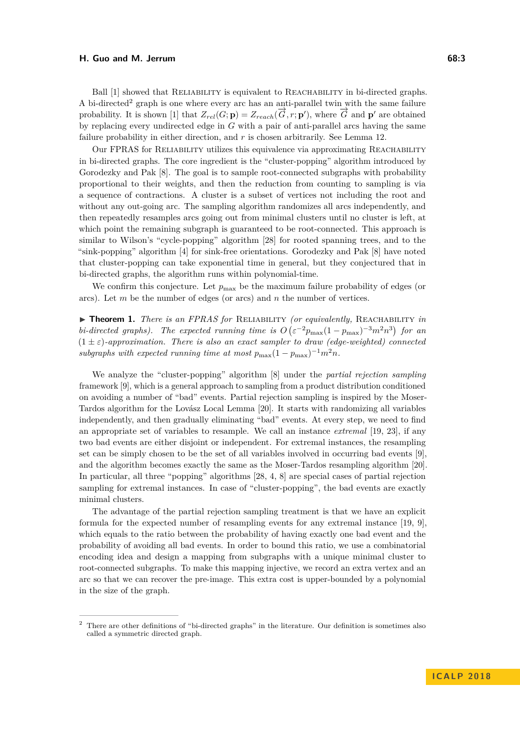Ball [1] showed that Reliability is equivalent to Reachability in bi-directed graphs. A bi-directed[2] graph is one where every arc has an anti-parallel twin with the same failure probability. It is shown [1] that $Z_{rel}(G;\mathbf{p}) = Z_{reach}(\overrightarrow{G}, r; \mathbf{p}')$, where $\overrightarrow{G}$ and $\mathbf{p}'$ are obtained by replacing every undirected edge in $G$ with a pair of anti-parallel arcs having the same failure probability in either direction, and $r$ is chosen arbitrarily. See Lemma 12.

Our FPRAS for Reliability utilizes this equivalence via approximating Reachability in bi-directed graphs. The core ingredient is the "cluster-popping" algorithm introduced by Gorodezky and Pak [8]. The goal is to sample root-connected subgraphs with probability proportional to their weights, and then the reduction from counting to sampling is via a sequence of contractions. A cluster is a subset of vertices not including the root and without any out-going arc. The sampling algorithm randomizes all arcs independently, and then repeatedly resamples arcs going out from minimal clusters until no cluster is left, at which point the remaining subgraph is guaranteed to be root-connected. This approach is similar to Wilson's "cycle-popping" algorithm [28] for rooted spanning trees, and to the "sink-popping" algorithm [4] for sink-free orientations. Gorodezky and Pak [8] have noted that cluster-popping can take exponential time in general, but they conjectured that in bi-directed graphs, the algorithm runs within polynomial-time.

We confirm this conjecture. Let $p_{\max}$ be the maximum failure probability of edges (or arcs). Let $m$ be the number of edges (or arcs) and $n$ the number of vertices.

▶ **Theorem 1.** *There is an FPRAS for* Reliability *(or equivalently,* Reachability *in bi-directed graphs). The expected running time is $O\left(\varepsilon^{-2}p_{\max}(1-p_{\max})^{-3}m^2n^3\right)$ for an $(1 \pm \varepsilon)$-approximation. There is also an exact sampler to draw (edge-weighted) connected subgraphs with expected running time at most $p_{\max}(1-p_{\max})^{-1}m^2n$.*

We analyze the "cluster-popping" algorithm [8] under the *partial rejection sampling* framework [9], which is a general approach to sampling from a product distribution conditioned on avoiding a number of "bad" events. Partial rejection sampling is inspired by the Moser-Tardos algorithm for the Lovász Local Lemma [20]. It starts with randomizing all variables independently, and then gradually eliminating "bad" events. At every step, we need to find an appropriate set of variables to resample. We call an instance *extremal* [19, 23], if any two bad events are either disjoint or independent. For extremal instances, the resampling set can be simply chosen to be the set of all variables involved in occurring bad events [9], and the algorithm becomes exactly the same as the Moser-Tardos resampling algorithm [20]. In particular, all three "popping" algorithms [28, 4, 8] are special cases of partial rejection sampling for extremal instances. In case of "cluster-popping", the bad events are exactly minimal clusters.

The advantage of the partial rejection sampling treatment is that we have an explicit formula for the expected number of resampling events for any extremal instance [19, 9], which equals to the ratio between the probability of having exactly one bad event and the probability of avoiding all bad events. In order to bound this ratio, we use a combinatorial encoding idea and design a mapping from subgraphs with a unique minimal cluster to root-connected subgraphs. To make this mapping injective, we record an extra vertex and an arc so that we can recover the pre-image. This extra cost is upper-bounded by a polynomial in the size of the graph.

---

[2] There are other definitions of "bi-directed graphs" in the literature. Our definition is sometimes also called a symmetric directed graph.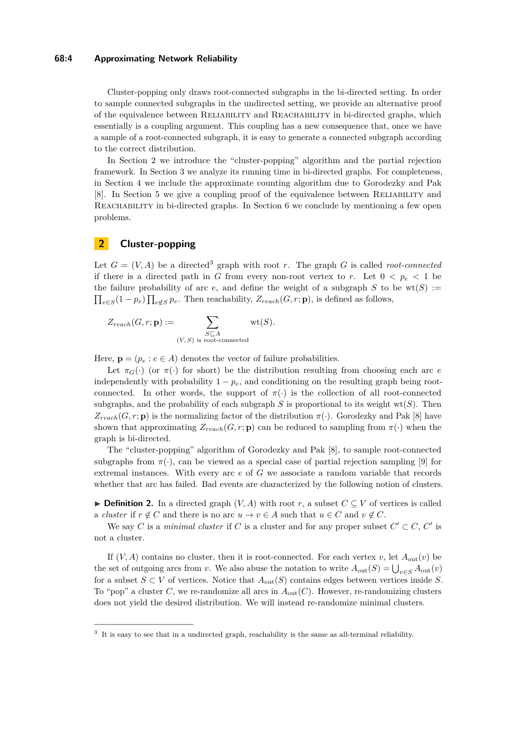Cluster-popping only draws root-connected subgraphs in the bi-directed setting. In order to sample connected subgraphs in the undirected setting, we provide an alternative proof of the equivalence between Reliability and Reachability in bi-directed graphs, which essentially is a coupling argument. This coupling has a new consequence that, once we have a sample of a root-connected subgraph, it is easy to generate a connected subgraph according to the correct distribution.

In Section 2 we introduce the "cluster-popping" algorithm and the partial rejection framework. In Section 3 we analyze its running time in bi-directed graphs. For completeness, in Section 4 we include the approximate counting algorithm due to Gorodezky and Pak [8]. In Section 5 we give a coupling proof of the equivalence between Reliability and Reachability in bi-directed graphs. In Section 6 we conclude by mentioning a few open problems.

## 2 Cluster-popping

Let $G = (V, A)$ be a directed[3] graph with root $r$. The graph $G$ is called *root-connected* if there is a directed path in $G$ from every non-root vertex to $r$. Let $0 < p_e < 1$ be the failure probability of arc $e$, and define the weight of a subgraph $S$ to be $\mathrm{wt}(S) := \prod_{e\in S}(1-p_e)\prod_{e\notin S} p_e$. Then reachability, $Z_{reach}(G, r; \mathbf{p})$, is defined as follows,

$$Z_{reach}(G, r; \mathbf{p}) := \sum_{\substack{S\subseteq A \\ (V,S) \text{ is root-connected}}} \mathrm{wt}(S).$$

Here, $\mathbf{p} = (p_e : e \in A)$ denotes the vector of failure probabilities.

Let $\pi_G(\cdot)$ (or $\pi(\cdot)$ for short) be the distribution resulting from choosing each arc $e$ independently with probability $1 - p_e$, and conditioning on the resulting graph being root-connected. In other words, the support of $\pi(\cdot)$ is the collection of all root-connected subgraphs, and the probability of each subgraph $S$ is proportional to its weight $\mathrm{wt}(S)$. Then $Z_{reach}(G, r; \mathbf{p})$ is the normalizing factor of the distribution $\pi(\cdot)$. Gorodezky and Pak [8] have shown that approximating $Z_{reach}(G, r; \mathbf{p})$ can be reduced to sampling from $\pi(\cdot)$ when the graph is bi-directed.

The "cluster-popping" algorithm of Gorodezky and Pak [8], to sample root-connected subgraphs from $\pi(\cdot)$, can be viewed as a special case of partial rejection sampling [9] for extremal instances. With every arc $e$ of $G$ we associate a random variable that records whether that arc has failed. Bad events are characterized by the following notion of clusters.

▶ **Definition 2.** In a directed graph $(V, A)$ with root $r$, a subset $C \subseteq V$ of vertices is called a *cluster* if $r \notin C$ and there is no arc $u \to v \in A$ such that $u \in C$ and $v \notin C$.

We say $C$ is a *minimal cluster* if $C$ is a cluster and for any proper subset $C' \subset C$, $C'$ is not a cluster.

If $(V, A)$ contains no cluster, then it is root-connected. For each vertex $v$, let $A_{\mathrm{out}}(v)$ be the set of outgoing arcs from $v$. We also abuse the notation to write $A_{\mathrm{out}}(S) = \bigcup_{v\in S} A_{\mathrm{out}}(v)$ for a subset $S \subset V$ of vertices. Notice that $A_{\mathrm{out}}(S)$ contains edges between vertices inside $S$. To "pop" a cluster $C$, we re-randomize all arcs in $A_{\mathrm{out}}(C)$. However, re-randomizing clusters does not yield the desired distribution. We will instead re-randomize minimal clusters.

[3] It is easy to see that in a undirected graph, reachability is the same as all-terminal reliability.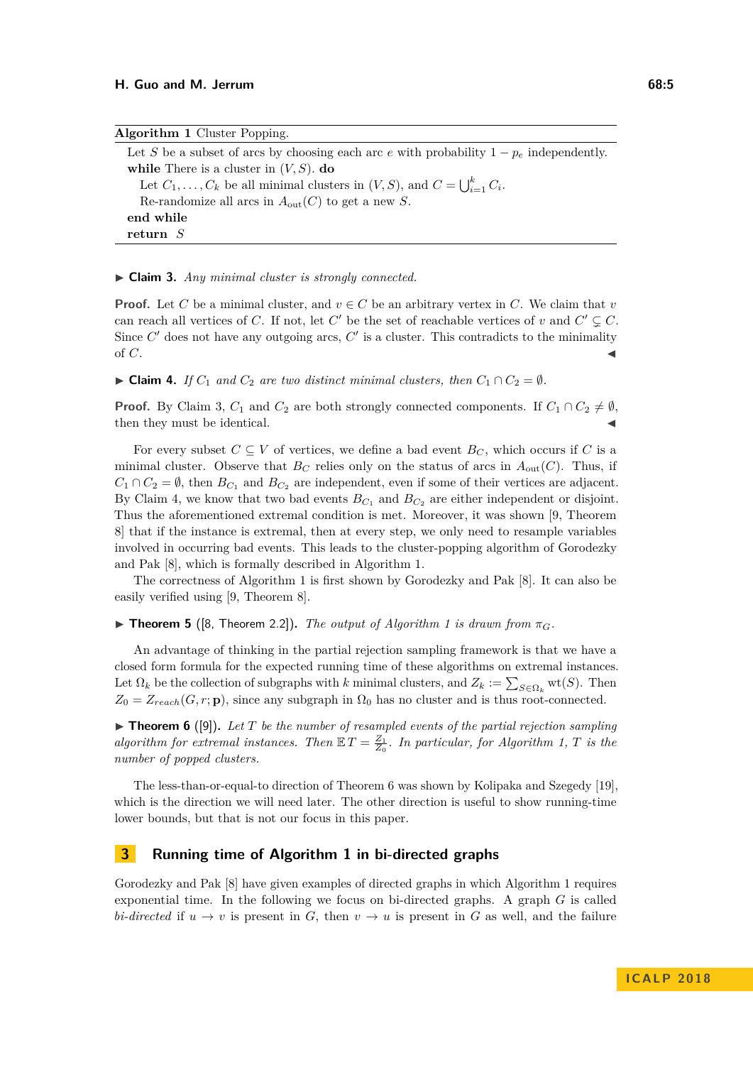**Algorithm 1** Cluster Popping.

```
Let S be a subset of arcs by choosing each arc e with probability 1 − p_e independently.
while There is a cluster in (V, S). do
    Let C_1, ..., C_k be all minimal clusters in (V, S), and C = ⋃_{i=1}^k C_i.
    Re-randomize all arcs in A_out(C) to get a new S.
end while
return S
```

▶ **Claim 3.** *Any minimal cluster is strongly connected.*

**Proof.** Let $C$ be a minimal cluster, and $v \in C$ be an arbitrary vertex in $C$. We claim that $v$ can reach all vertices of $C$. If not, let $C'$ be the set of reachable vertices of $v$ and $C' \subsetneq C$. Since $C'$ does not have any outgoing arcs, $C'$ is a cluster. This contradicts to the minimality of $C$. ◀

▶ **Claim 4.** *If $C_1$ and $C_2$ are two distinct minimal clusters, then $C_1 \cap C_2 = \emptyset$.*

**Proof.** By Claim 3, $C_1$ and $C_2$ are both strongly connected components. If $C_1 \cap C_2 \neq \emptyset$, then they must be identical. ◀

For every subset $C \subseteq V$ of vertices, we define a bad event $B_C$, which occurs if $C$ is a minimal cluster. Observe that $B_C$ relies only on the status of arcs in $A_{\text{out}}(C)$. Thus, if $C_1 \cap C_2 = \emptyset$, then $B_{C_1}$ and $B_{C_2}$ are independent, even if some of their vertices are adjacent. By Claim 4, we know that two bad events $B_{C_1}$ and $B_{C_2}$ are either independent or disjoint. Thus the aforementioned extremal condition is met. Moreover, it was shown [9, Theorem 8] that if the instance is extremal, then at every step, we only need to resample variables involved in occurring bad events. This leads to the cluster-popping algorithm of Gorodezky and Pak [8], which is formally described in Algorithm 1.

The correctness of Algorithm 1 is first shown by Gorodezky and Pak [8]. It can also be easily verified using [9, Theorem 8].

▶ **Theorem 5** ([8, Theorem 2.2]). *The output of Algorithm 1 is drawn from $\pi_G$.*

An advantage of thinking in the partial rejection sampling framework is that we have a closed form formula for the expected running time of these algorithms on extremal instances. Let $\Omega_k$ be the collection of subgraphs with $k$ minimal clusters, and $Z_k := \sum_{S \in \Omega_k} \text{wt}(S)$. Then $Z_0 = Z_{reach}(G, r; \mathbf{p})$, since any subgraph in $\Omega_0$ has no cluster and is thus root-connected.

▶ **Theorem 6** ([9]). *Let $T$ be the number of resampled events of the partial rejection sampling algorithm for extremal instances. Then $\mathbb{E}\, T = \frac{Z_1}{Z_0}$. In particular, for Algorithm 1, $T$ is the number of popped clusters.*

The less-than-or-equal-to direction of Theorem 6 was shown by Kolipaka and Szegedy [19], which is the direction we will need later. The other direction is useful to show running-time lower bounds, but that is not our focus in this paper.

## 3 Running time of Algorithm 1 in bi-directed graphs

Gorodezky and Pak [8] have given examples of directed graphs in which Algorithm 1 requires exponential time. In the following we focus on bi-directed graphs. A graph $G$ is called *bi-directed* if $u \to v$ is present in $G$, then $v \to u$ is present in $G$ as well, and the failure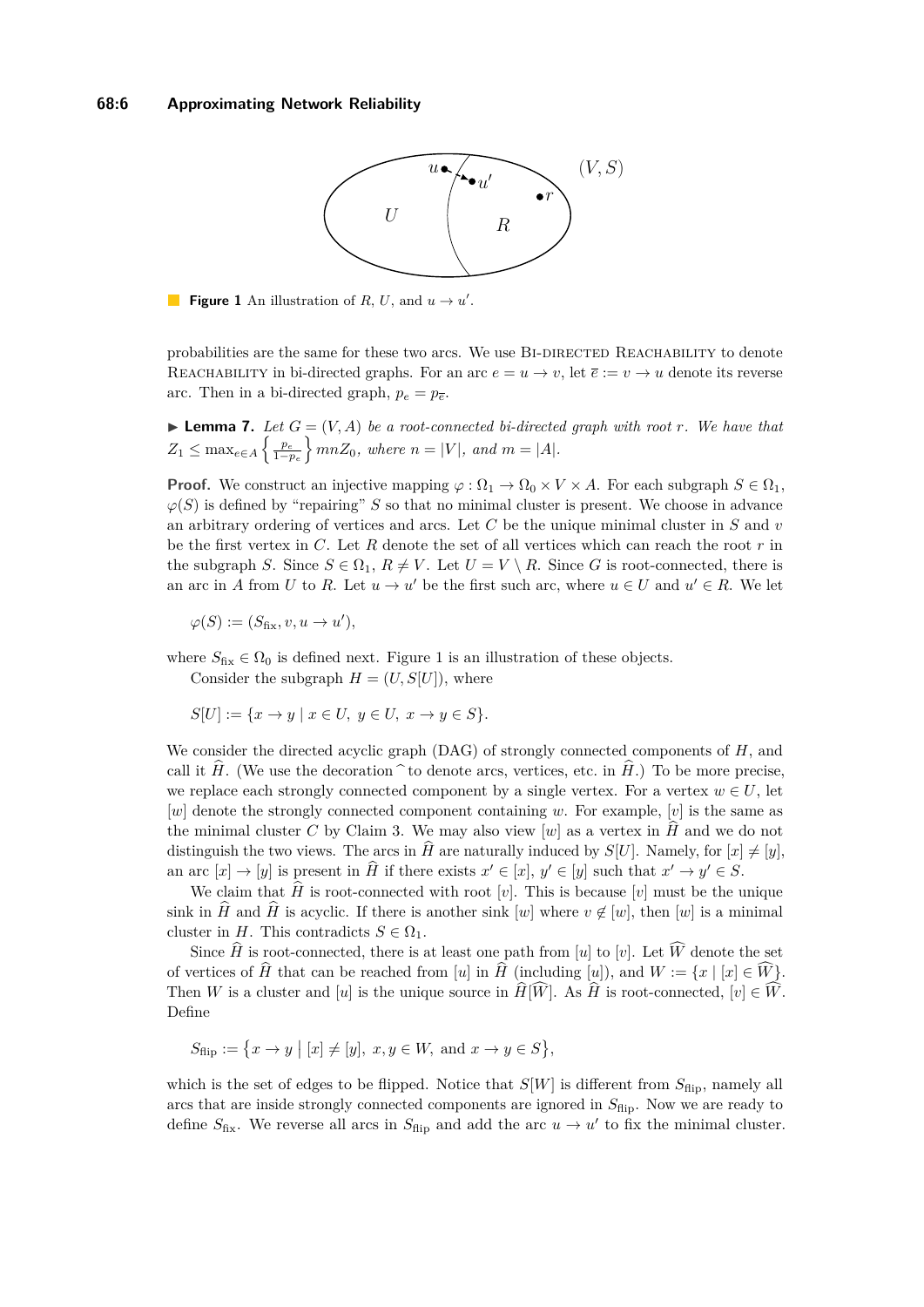**Figure 1** An illustration of $R$, $U$, and $u \to u'$.

probabilities are the same for these two arcs. We use Bi-directed Reachability to denote Reachability in bi-directed graphs. For an arc $e = u \to v$, let $\overline{e} := v \to u$ denote its reverse arc. Then in a bi-directed graph, $p_e = p_{\overline{e}}$.

▶ **Lemma 7.** *Let $G = (V, A)$ be a root-connected bi-directed graph with root $r$. We have that $Z_1 \le \max_{e \in A} \left\{ \frac{p_e}{1-p_e} \right\} mnZ_0$, where $n = |V|$, and $m = |A|$.*

**Proof.** We construct an injective mapping $\varphi : \Omega_1 \to \Omega_0 \times V \times A$. For each subgraph $S \in \Omega_1$, $\varphi(S)$ is defined by "repairing" $S$ so that no minimal cluster is present. We choose in advance an arbitrary ordering of vertices and arcs. Let $C$ be the unique minimal cluster in $S$ and $v$ be the first vertex in $C$. Let $R$ denote the set of all vertices which can reach the root $r$ in the subgraph $S$. Since $S \in \Omega_1$, $R \neq V$. Let $U = V \setminus R$. Since $G$ is root-connected, there is an arc in $A$ from $U$ to $R$. Let $u \to u'$ be the first such arc, where $u \in U$ and $u' \in R$. We let

$$\varphi(S) := (S_{\text{fix}}, v, u \to u'),$$

where $S_{\text{fix}} \in \Omega_0$ is defined next. Figure 1 is an illustration of these objects.

Consider the subgraph $H = (U, S[U])$, where

$$S[U] := \{x \to y \mid x \in U,\ y \in U,\ x \to y \in S\}.$$

We consider the directed acyclic graph (DAG) of strongly connected components of $H$, and call it $\widehat{H}$. (We use the decoration $\widehat{\ }$ to denote arcs, vertices, etc. in $\widehat{H}$.) To be more precise, we replace each strongly connected component by a single vertex. For a vertex $w \in U$, let $[w]$ denote the strongly connected component containing $w$. For example, $[v]$ is the same as the minimal cluster $C$ by Claim 3. We may also view $[w]$ as a vertex in $\widehat{H}$ and we do not distinguish the two views. The arcs in $\widehat{H}$ are naturally induced by $S[U]$. Namely, for $[x] \neq [y]$, an arc $[x] \to [y]$ is present in $\widehat{H}$ if there exists $x' \in [x]$, $y' \in [y]$ such that $x' \to y' \in S$.

We claim that $\widehat{H}$ is root-connected with root $[v]$. This is because $[v]$ must be the unique sink in $\widehat{H}$ and $\widehat{H}$ is acyclic. If there is another sink $[w]$ where $v \notin [w]$, then $[w]$ is a minimal cluster in $H$. This contradicts $S \in \Omega_1$.

Since $\widehat{H}$ is root-connected, there is at least one path from $[u]$ to $[v]$. Let $\widehat{W}$ denote the set of vertices of $\widehat{H}$ that can be reached from $[u]$ in $\widehat{H}$ (including $[u]$), and $W := \{x \mid [x] \in \widehat{W}\}$. Then $W$ is a cluster and $[u]$ is the unique source in $\widehat{H}[\widehat{W}]$. As $\widehat{H}$ is root-connected, $[v] \in \widehat{W}$. Define

$$S_{\text{flip}} := \big\{x \to y \bigm| [x] \neq [y],\ x, y \in W, \text{ and } x \to y \in S\big\},$$

which is the set of edges to be flipped. Notice that $S[W]$ is different from $S_{\text{flip}}$, namely all arcs that are inside strongly connected components are ignored in $S_{\text{flip}}$. Now we are ready to define $S_{\text{fix}}$. We reverse all arcs in $S_{\text{flip}}$ and add the arc $u \to u'$ to fix the minimal cluster.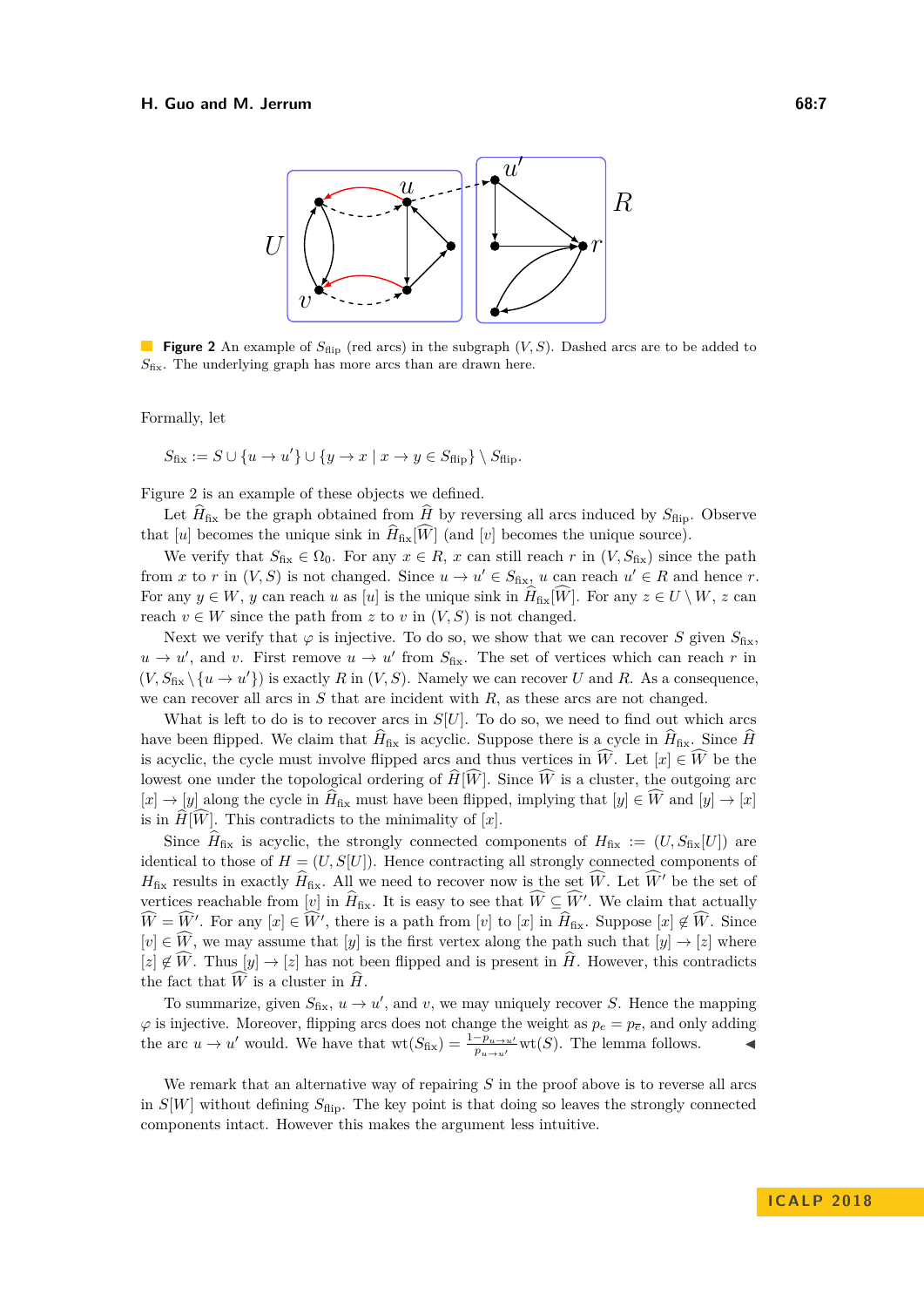**Figure 2** An example of $S_{\text{flip}}$ (red arcs) in the subgraph $(V, S)$. Dashed arcs are to be added to $S_{\text{fix}}$. The underlying graph has more arcs than are drawn here.

Formally, let

$$S_{\text{fix}} := S \cup \{u \to u'\} \cup \{y \to x \mid x \to y \in S_{\text{flip}}\} \setminus S_{\text{flip}}.$$

Figure 2 is an example of these objects we defined.

Let $\widehat{H}_{\text{fix}}$ be the graph obtained from $\widehat{H}$ by reversing all arcs induced by $S_{\text{flip}}$. Observe that $[u]$ becomes the unique sink in $\widehat{H}_{\text{fix}}[\widehat{W}]$ (and $[v]$ becomes the unique source).

We verify that $S_{\text{fix}} \in \Omega_0$. For any $x \in R$, $x$ can still reach $r$ in $(V, S_{\text{fix}})$ since the path from $x$ to $r$ in $(V, S)$ is not changed. Since $u \to u' \in S_{\text{fix}}$, $u$ can reach $u' \in R$ and hence $r$. For any $y \in W$, $y$ can reach $u$ as $[u]$ is the unique sink in $\widehat{H}_{\text{fix}}[\widehat{W}]$. For any $z \in U \setminus W$, $z$ can reach $v \in W$ since the path from $z$ to $v$ in $(V, S)$ is not changed.

Next we verify that $\varphi$ is injective. To do so, we show that we can recover $S$ given $S_{\text{fix}}$, $u \to u'$, and $v$. First remove $u \to u'$ from $S_{\text{fix}}$. The set of vertices which can reach $r$ in $(V, S_{\text{fix}} \setminus \{u \to u'\})$ is exactly $R$ in $(V, S)$. Namely we can recover $U$ and $R$. As a consequence, we can recover all arcs in $S$ that are incident with $R$, as these arcs are not changed.

What is left to do is to recover arcs in $S[U]$. To do so, we need to find out which arcs have been flipped. We claim that $\widehat{H}_{\text{fix}}$ is acyclic. Suppose there is a cycle in $\widehat{H}_{\text{fix}}$. Since $\widehat{H}$ is acyclic, the cycle must involve flipped arcs and thus vertices in $\widehat{W}$. Let $[x] \in \widehat{W}$ be the lowest one under the topological ordering of $\widehat{H}[\widehat{W}]$. Since $\widehat{W}$ is a cluster, the outgoing arc $[x] \to [y]$ along the cycle in $\widehat{H}_{\text{fix}}$ must have been flipped, implying that $[y] \in \widehat{W}$ and $[y] \to [x]$ is in $\widehat{H}[\widehat{W}]$. This contradicts to the minimality of $[x]$.

Since $\widehat{H}_{\text{fix}}$ is acyclic, the strongly connected components of $H_{\text{fix}} := (U, S_{\text{fix}}[U])$ are identical to those of $H = (U, S[U])$. Hence contracting all strongly connected components of $H_{\text{fix}}$ results in exactly $\widehat{H}_{\text{fix}}$. All we need to recover now is the set $\widehat{W}$. Let $\widehat{W}'$ be the set of vertices reachable from $[v]$ in $\widehat{H}_{\text{fix}}$. It is easy to see that $\widehat{W} \subseteq \widehat{W}'$. We claim that actually $\widehat{W} = \widehat{W}'$. For any $[x] \in \widehat{W}'$, there is a path from $[v]$ to $[x]$ in $\widehat{H}_{\text{fix}}$. Suppose $[x] \notin \widehat{W}$. Since $[v] \in \widehat{W}$, we may assume that $[y]$ is the first vertex along the path such that $[y] \to [z]$ where $[z] \notin \widehat{W}$. Thus $[y] \to [z]$ has not been flipped and is present in $\widehat{H}$. However, this contradicts the fact that $\widehat{W}$ is a cluster in $\widehat{H}$.

To summarize, given $S_{\text{fix}}$, $u \to u'$, and $v$, we may uniquely recover $S$. Hence the mapping $\varphi$ is injective. Moreover, flipping arcs does not change the weight as $p_e = p_{\overline{e}}$, and only adding the arc $u \to u'$ would. We have that $\text{wt}(S_{\text{fix}}) = \frac{1-p_{u \to u'}}{p_{u \to u'}} \text{wt}(S)$. The lemma follows. ◀

We remark that an alternative way of repairing $S$ in the proof above is to reverse all arcs in $S[W]$ without defining $S_{\text{flip}}$. The key point is that doing so leaves the strongly connected components intact. However this makes the argument less intuitive.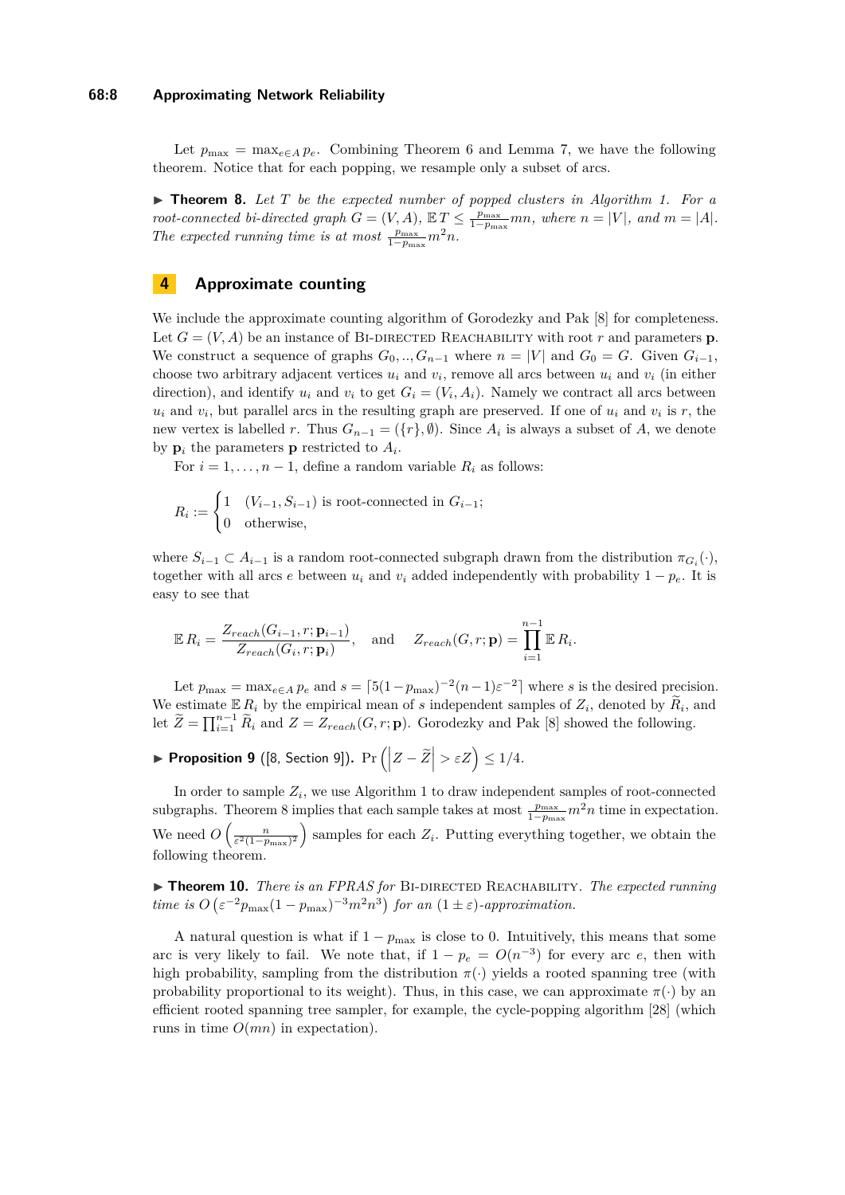Let $p_{\max} = \max_{e \in A} p_e$. Combining Theorem 6 and Lemma 7, we have the following theorem. Notice that for each popping, we resample only a subset of arcs.

▶ **Theorem 8.** *Let $T$ be the expected number of popped clusters in Algorithm 1. For a root-connected bi-directed graph $G = (V, A)$, $\mathbb{E}\, T \le \frac{p_{\max}}{1-p_{\max}} mn$, where $n = |V|$, and $m = |A|$. The expected running time is at most $\frac{p_{\max}}{1-p_{\max}} m^2 n$.*

## 4 Approximate counting

We include the approximate counting algorithm of Gorodezky and Pak [8] for completeness. Let $G = (V, A)$ be an instance of Bi-directed Reachability with root $r$ and parameters $\mathbf{p}$. We construct a sequence of graphs $G_0, .., G_{n-1}$ where $n = |V|$ and $G_0 = G$. Given $G_{i-1}$, choose two arbitrary adjacent vertices $u_i$ and $v_i$, remove all arcs between $u_i$ and $v_i$ (in either direction), and identify $u_i$ and $v_i$ to get $G_i = (V_i, A_i)$. Namely we contract all arcs between $u_i$ and $v_i$, but parallel arcs in the resulting graph are preserved. If one of $u_i$ and $v_i$ is $r$, the new vertex is labelled $r$. Thus $G_{n-1} = (\{r\}, \emptyset)$. Since $A_i$ is always a subset of $A$, we denote by $\mathbf{p}_i$ the parameters $\mathbf{p}$ restricted to $A_i$.

For $i = 1, \dots, n-1$, define a random variable $R_i$ as follows:

$$R_i := \begin{cases} 1 & (V_{i-1}, S_{i-1}) \text{ is root-connected in } G_{i-1}; \\ 0 & \text{otherwise,} \end{cases}$$

where $S_{i-1} \subset A_{i-1}$ is a random root-connected subgraph drawn from the distribution $\pi_{G_i}(\cdot)$, together with all arcs $e$ between $u_i$ and $v_i$ added independently with probability $1 - p_e$. It is easy to see that

$$\mathbb{E}\, R_i = \frac{Z_{reach}(G_{i-1}, r; \mathbf{p}_{i-1})}{Z_{reach}(G_i, r; \mathbf{p}_i)}, \quad \text{and} \quad Z_{reach}(G, r; \mathbf{p}) = \prod_{i=1}^{n-1} \mathbb{E}\, R_i.$$

Let $p_{\max} = \max_{e \in A} p_e$ and $s = \lceil 5(1 - p_{\max})^{-2}(n-1)\varepsilon^{-2} \rceil$ where $s$ is the desired precision. We estimate $\mathbb{E}\, R_i$ by the empirical mean of $s$ independent samples of $Z_i$, denoted by $\widetilde{R}_i$, and let $\widetilde{Z} = \prod_{i=1}^{n-1} \widetilde{R}_i$ and $Z = Z_{reach}(G, r; \mathbf{p})$. Gorodezky and Pak [8] showed the following.

▶ **Proposition 9** ([8, Section 9])**.** $\Pr\left(\left|Z - \widetilde{Z}\right| > \varepsilon Z\right) \le 1/4$.

In order to sample $Z_i$, we use Algorithm 1 to draw independent samples of root-connected subgraphs. Theorem 8 implies that each sample takes at most $\frac{p_{\max}}{1-p_{\max}} m^2 n$ time in expectation. We need $O\left(\frac{n}{\varepsilon^2 (1-p_{\max})^2}\right)$ samples for each $Z_i$. Putting everything together, we obtain the following theorem.

▶ **Theorem 10.** *There is an FPRAS for Bi-directed Reachability. The expected running time is $O\left(\varepsilon^{-2} p_{\max}(1 - p_{\max})^{-3} m^2 n^3\right)$ for an $(1 \pm \varepsilon)$-approximation.*

A natural question is what if $1 - p_{\max}$ is close to 0. Intuitively, this means that some arc is very likely to fail. We note that, if $1 - p_e = O(n^{-3})$ for every arc $e$, then with high probability, sampling from the distribution $\pi(\cdot)$ yields a rooted spanning tree (with probability proportional to its weight). Thus, in this case, we can approximate $\pi(\cdot)$ by an efficient rooted spanning tree sampler, for example, the cycle-popping algorithm [28] (which runs in time $O(mn)$ in expectation).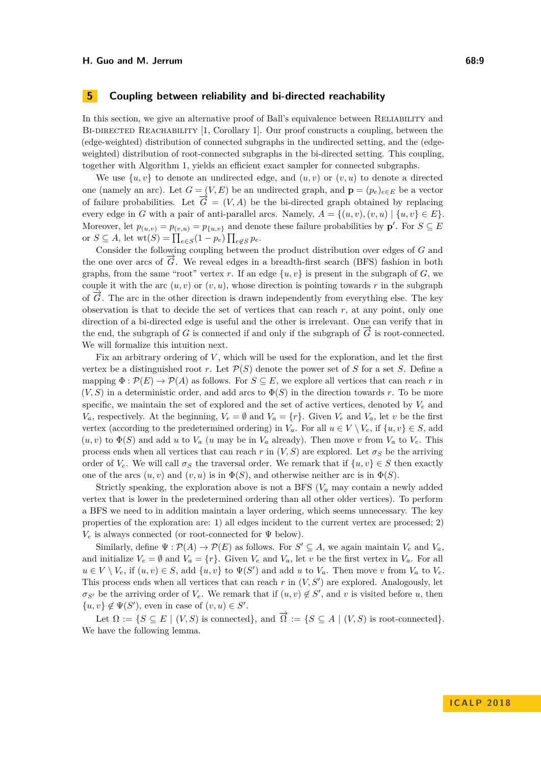## 5 Coupling between reliability and bi-directed reachability

In this section, we give an alternative proof of Ball's equivalence between Reliability and Bi-directed Reachability [1, Corollary 1]. Our proof constructs a coupling, between the (edge-weighted) distribution of connected subgraphs in the undirected setting, and the (edge-weighted) distribution of root-connected subgraphs in the bi-directed setting. This coupling, together with Algorithm 1, yields an efficient exact sampler for connected subgraphs.

We use $\{u, v\}$ to denote an undirected edge, and $(u, v)$ or $(v, u)$ to denote a directed one (namely an arc). Let $G = (V, E)$ be an undirected graph, and $\mathbf{p} = (p_e)_{e \in E}$ be a vector of failure probabilities. Let $\overrightarrow{G} = (V, A)$ be the bi-directed graph obtained by replacing every edge in $G$ with a pair of anti-parallel arcs. Namely, $A = \{(u, v), (v, u) \mid \{u, v\} \in E\}$. Moreover, let $p_{(u,v)} = p_{(v,u)} = p_{\{u,v\}}$ and denote these failure probabilities by $\mathbf{p}'$. For $S \subseteq E$ or $S \subseteq A$, let $\mathrm{wt}(S) = \prod_{e \in S}(1 - p_e) \prod_{e \notin S} p_e$.

Consider the following coupling between the product distribution over edges of $G$ and the one over arcs of $\overrightarrow{G}$. We reveal edges in a breadth-first search (BFS) fashion in both graphs, from the same "root" vertex $r$. If an edge $\{u, v\}$ is present in the subgraph of $G$, we couple it with the arc $(u, v)$ or $(v, u)$, whose direction is pointing towards $r$ in the subgraph of $\overrightarrow{G}$. The arc in the other direction is drawn independently from everything else. The key observation is that to decide the set of vertices that can reach $r$, at any point, only one direction of a bi-directed edge is useful and the other is irrelevant. One can verify that in the end, the subgraph of $G$ is connected if and only if the subgraph of $\overrightarrow{G}$ is root-connected. We will formalize this intuition next.

Fix an arbitrary ordering of $V$, which will be used for the exploration, and let the first vertex be a distinguished root $r$. Let $\mathcal{P}(S)$ denote the power set of $S$ for a set $S$. Define a mapping $\Phi : \mathcal{P}(E) \to \mathcal{P}(A)$ as follows. For $S \subseteq E$, we explore all vertices that can reach $r$ in $(V, S)$ in a deterministic order, and add arcs to $\Phi(S)$ in the direction towards $r$. To be more specific, we maintain the set of explored and the set of active vertices, denoted by $V_e$ and $V_a$, respectively. At the beginning, $V_e = \emptyset$ and $V_a = \{r\}$. Given $V_e$ and $V_a$, let $v$ be the first vertex (according to the predetermined ordering) in $V_a$. For all $u \in V \setminus V_e$, if $\{u, v\} \in S$, add $(u, v)$ to $\Phi(S)$ and add $u$ to $V_a$ ($u$ may be in $V_a$ already). Then move $v$ from $V_a$ to $V_e$. This process ends when all vertices that can reach $r$ in $(V, S)$ are explored. Let $\sigma_S$ be the arriving order of $V_e$. We will call $\sigma_S$ the traversal order. We remark that if $\{u, v\} \in S$ then exactly one of the arcs $(u, v)$ and $(v, u)$ is in $\Phi(S)$, and otherwise neither arc is in $\Phi(S)$.

Strictly speaking, the exploration above is not a BFS ($V_a$ may contain a newly added vertex that is lower in the predetermined ordering than all other older vertices). To perform a BFS we need to in addition maintain a layer ordering, which seems unnecessary. The key properties of the exploration are: 1) all edges incident to the current vertex are processed; 2) $V_e$ is always connected (or root-connected for $\Psi$ below).

Similarly, define $\Psi : \mathcal{P}(A) \to \mathcal{P}(E)$ as follows. For $S' \subseteq A$, we again maintain $V_e$ and $V_a$, and initialize $V_e = \emptyset$ and $V_a = \{r\}$. Given $V_e$ and $V_a$, let $v$ be the first vertex in $V_a$. For all $u \in V \setminus V_e$, if $(u, v) \in S$, add $\{u, v\}$ to $\Psi(S')$ and add $u$ to $V_a$. Then move $v$ from $V_a$ to $V_e$. This process ends when all vertices that can reach $r$ in $(V, S')$ are explored. Analogously, let $\sigma_{S'}$ be the arriving order of $V_e$. We remark that if $(u, v) \notin S'$, and $v$ is visited before $u$, then $\{u, v\} \notin \Psi(S')$, even in case of $(v, u) \in S'$.

Let $\Omega := \{S \subseteq E \mid (V, S) \text{ is connected}\}$, and $\overrightarrow{\Omega} := \{S \subseteq A \mid (V, S) \text{ is root-connected}\}$. We have the following lemma.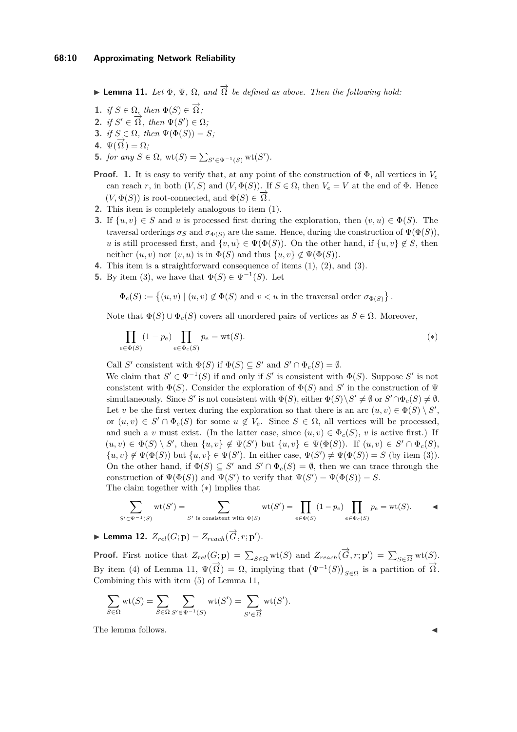▶ **Lemma 11.** *Let $\Phi$, $\Psi$, $\Omega$, and $\overrightarrow{\Omega}$ be defined as above. Then the following hold:*

1. *if $S \in \Omega$, then $\Phi(S) \in \overrightarrow{\Omega}$;*
2. *if $S' \in \overrightarrow{\Omega}$, then $\Psi(S') \in \Omega$;*
3. *if $S \in \Omega$, then $\Psi(\Phi(S)) = S$;*
4. *$\Psi(\overrightarrow{\Omega}) = \Omega$;*
5. *for any $S \in \Omega$, $\mathrm{wt}(S) = \sum_{S' \in \Psi^{-1}(S)} \mathrm{wt}(S')$.*

**Proof.**

1. It is easy to verify that, at any point of the construction of $\Phi$, all vertices in $V_e$ can reach $r$, in both $(V, S)$ and $(V, \Phi(S))$. If $S \in \Omega$, then $V_e = V$ at the end of $\Phi$. Hence $(V, \Phi(S))$ is root-connected, and $\Phi(S) \in \overrightarrow{\Omega}$.
2. This item is completely analogous to item (1).
3. If $\{u, v\} \in S$ and $u$ is processed first during the exploration, then $(v, u) \in \Phi(S)$. The traversal orderings $\sigma_S$ and $\sigma_{\Phi(S)}$ are the same. Hence, during the construction of $\Psi(\Phi(S))$, $u$ is still processed first, and $\{v, u\} \in \Psi(\Phi(S))$. On the other hand, if $\{u, v\} \notin S$, then neither $(u, v)$ nor $(v, u)$ is in $\Phi(S)$ and thus $\{u, v\} \notin \Psi(\Phi(S))$.
4. This item is a straightforward consequence of items (1), (2), and (3).
5. By item (3), we have that $\Phi(S) \in \Psi^{-1}(S)$. Let

$$\Phi_c(S) := \left\{(u, v) \mid (u, v) \notin \Phi(S) \text{ and } v < u \text{ in the traversal order } \sigma_{\Phi(S)}\right\}.$$

Note that $\Phi(S) \cup \Phi_c(S)$ covers all unordered pairs of vertices as $S \in \Omega$. Moreover,

$$\prod_{e \in \Phi(S)} (1 - p_e) \prod_{e \in \Phi_c(S)} p_e = \mathrm{wt}(S). \qquad (*)$$

Call $S'$ consistent with $\Phi(S)$ if $\Phi(S) \subseteq S'$ and $S' \cap \Phi_c(S) = \emptyset$.

We claim that $S' \in \Psi^{-1}(S)$ if and only if $S'$ is consistent with $\Phi(S)$. Suppose $S'$ is not consistent with $\Phi(S)$. Consider the exploration of $\Phi(S)$ and $S'$ in the construction of $\Psi$ simultaneously. Since $S'$ is not consistent with $\Phi(S)$, either $\Phi(S) \setminus S' \neq \emptyset$ or $S' \cap \Phi_c(S) \neq \emptyset$. Let $v$ be the first vertex during the exploration so that there is an arc $(u, v) \in \Phi(S) \setminus S'$, or $(u, v) \in S' \cap \Phi_c(S)$ for some $u \notin V_e$. Since $S \in \Omega$, all vertices will be processed, and such a $v$ must exist. (In the latter case, since $(u, v) \in \Phi_c(S)$, $v$ is active first.) If $(u, v) \in \Phi(S) \setminus S'$, then $\{u, v\} \notin \Psi(S')$ but $\{u, v\} \in \Psi(\Phi(S))$. If $(u, v) \in S' \cap \Phi_c(S)$, $\{u, v\} \notin \Psi(\Phi(S))$ but $\{u, v\} \in \Psi(S')$. In either case, $\Psi(S') \neq \Psi(\Phi(S)) = S$ (by item (3)). On the other hand, if $\Phi(S) \subseteq S'$ and $S' \cap \Phi_c(S) = \emptyset$, then we can trace through the construction of $\Psi(\Phi(S))$ and $\Psi(S')$ to verify that $\Psi(S') = \Psi(\Phi(S)) = S$.

The claim together with $(*)$ implies that

$$\sum_{S' \in \Psi^{-1}(S)} \mathrm{wt}(S') = \sum_{S' \text{ is consistent with } \Phi(S)} \mathrm{wt}(S') = \prod_{e \in \Phi(S)} (1 - p_e) \prod_{e \in \Phi_c(S)} p_e = \mathrm{wt}(S). \qquad ◀$$

▶ **Lemma 12.** $Z_{rel}(G; \mathbf{p}) = Z_{reach}(\overrightarrow{G}, r; \mathbf{p}')$.

**Proof.** First notice that $Z_{rel}(G; \mathbf{p}) = \sum_{S \in \Omega} \mathrm{wt}(S)$ and $Z_{reach}(\overrightarrow{G}, r; \mathbf{p}') = \sum_{S \in \overrightarrow{\Omega}} \mathrm{wt}(S)$. By item (4) of Lemma 11, $\Psi(\overrightarrow{\Omega}) = \Omega$, implying that $\left(\Psi^{-1}(S)\right)_{S \in \Omega}$ is a partition of $\overrightarrow{\Omega}$. Combining this with item (5) of Lemma 11,

$$\sum_{S \in \Omega} \mathrm{wt}(S) = \sum_{S \in \Omega} \sum_{S' \in \Psi^{-1}(S)} \mathrm{wt}(S') = \sum_{S' \in \overrightarrow{\Omega}} \mathrm{wt}(S').$$

The lemma follows. ◀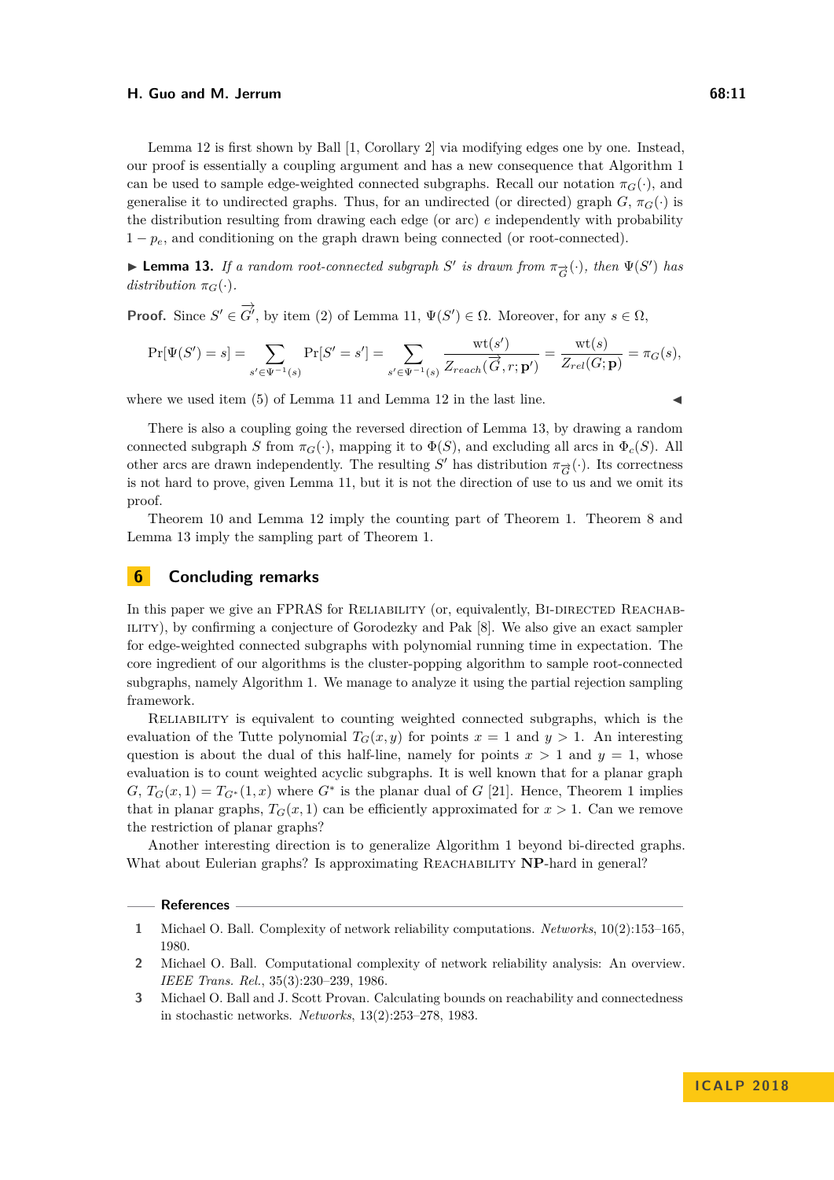Lemma 12 is first shown by Ball [1, Corollary 2] via modifying edges one by one. Instead, our proof is essentially a coupling argument and has a new consequence that Algorithm 1 can be used to sample edge-weighted connected subgraphs. Recall our notation $\pi_G(\cdot)$, and generalise it to undirected graphs. Thus, for an undirected (or directed) graph $G$, $\pi_G(\cdot)$ is the distribution resulting from drawing each edge (or arc) $e$ independently with probability $1 - p_e$, and conditioning on the graph drawn being connected (or root-connected).

▶ **Lemma 13.** *If a random root-connected subgraph $S'$ is drawn from $\pi_{\overrightarrow{G}}(\cdot)$, then $\Psi(S')$ has distribution $\pi_G(\cdot)$.*

**Proof.** Since $S' \in \overrightarrow{G}'$, by item (2) of Lemma 11, $\Psi(S') \in \Omega$. Moreover, for any $s \in \Omega$,

$$\Pr[\Psi(S') = s] = \sum_{s' \in \Psi^{-1}(s)} \Pr[S' = s'] = \sum_{s' \in \Psi^{-1}(s)} \frac{\mathrm{wt}(s')}{Z_{reach}(\overrightarrow{G}, r; \mathbf{p}')} = \frac{\mathrm{wt}(s)}{Z_{rel}(G; \mathbf{p})} = \pi_G(s),$$

where we used item (5) of Lemma 11 and Lemma 12 in the last line. ◀

There is also a coupling going the reversed direction of Lemma 13, by drawing a random connected subgraph $S$ from $\pi_G(\cdot)$, mapping it to $\Phi(S)$, and excluding all arcs in $\Phi_c(S)$. All other arcs are drawn independently. The resulting $S'$ has distribution $\pi_{\overrightarrow{G}}(\cdot)$. Its correctness is not hard to prove, given Lemma 11, but it is not the direction of use to us and we omit its proof.

Theorem 10 and Lemma 12 imply the counting part of Theorem 1. Theorem 8 and Lemma 13 imply the sampling part of Theorem 1.

## 6 Concluding remarks

In this paper we give an FPRAS for Reliability (or, equivalently, Bi-directed Reachability), by confirming a conjecture of Gorodezky and Pak [8]. We also give an exact sampler for edge-weighted connected subgraphs with polynomial running time in expectation. The core ingredient of our algorithms is the cluster-popping algorithm to sample root-connected subgraphs, namely Algorithm 1. We manage to analyze it using the partial rejection sampling framework.

Reliability is equivalent to counting weighted connected subgraphs, which is the evaluation of the Tutte polynomial $T_G(x, y)$ for points $x = 1$ and $y > 1$. An interesting question is about the dual of this half-line, namely for points $x > 1$ and $y = 1$, whose evaluation is to count weighted acyclic subgraphs. It is well known that for a planar graph $G$, $T_G(x, 1) = T_{G^*}(1, x)$ where $G^*$ is the planar dual of $G$ [21]. Hence, Theorem 1 implies that in planar graphs, $T_G(x, 1)$ can be efficiently approximated for $x > 1$. Can we remove the restriction of planar graphs?

Another interesting direction is to generalize Algorithm 1 beyond bi-directed graphs. What about Eulerian graphs? Is approximating Reachability **NP**-hard in general?

## References

1. Michael O. Ball. Complexity of network reliability computations. *Networks*, 10(2):153–165, 1980.
2. Michael O. Ball. Computational complexity of network reliability analysis: An overview. *IEEE Trans. Rel.*, 35(3):230–239, 1986.
3. Michael O. Ball and J. Scott Provan. Calculating bounds on reachability and connectedness in stochastic networks. *Networks*, 13(2):253–278, 1983.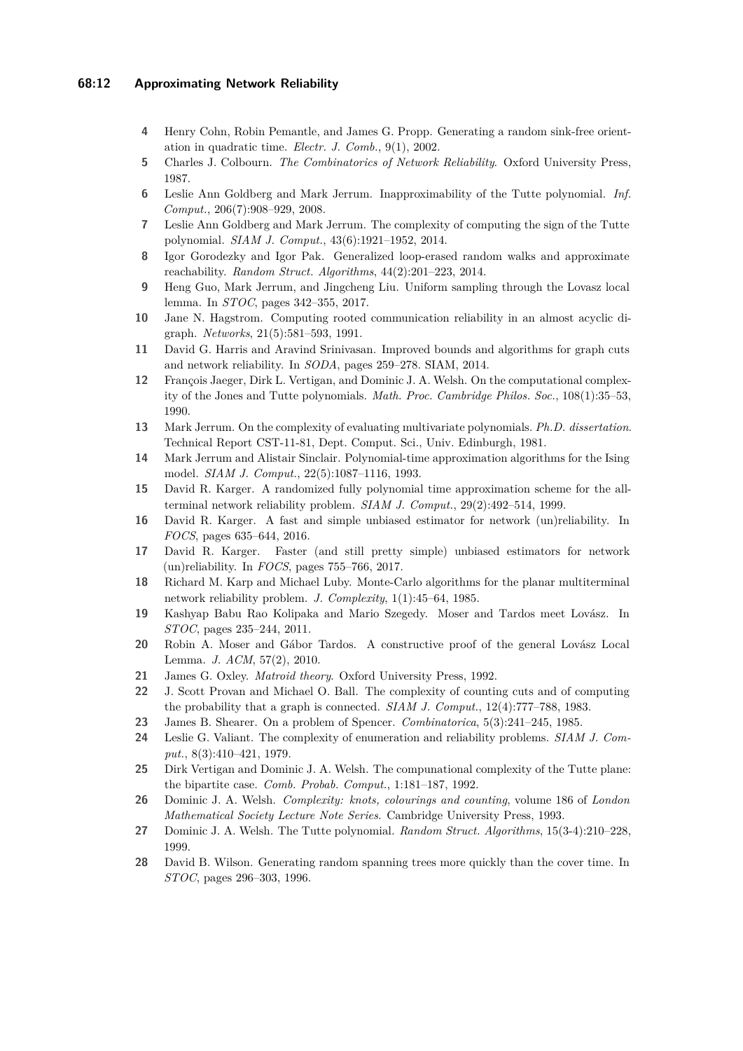4 Henry Cohn, Robin Pemantle, and James G. Propp. Generating a random sink-free orientation in quadratic time. *Electr. J. Comb.*, 9(1), 2002.

5 Charles J. Colbourn. *The Combinatorics of Network Reliability*. Oxford University Press, 1987.

6 Leslie Ann Goldberg and Mark Jerrum. Inapproximability of the Tutte polynomial. *Inf. Comput.*, 206(7):908–929, 2008.

7 Leslie Ann Goldberg and Mark Jerrum. The complexity of computing the sign of the Tutte polynomial. *SIAM J. Comput.*, 43(6):1921–1952, 2014.

8 Igor Gorodezky and Igor Pak. Generalized loop-erased random walks and approximate reachability. *Random Struct. Algorithms*, 44(2):201–223, 2014.

9 Heng Guo, Mark Jerrum, and Jingcheng Liu. Uniform sampling through the Lovasz local lemma. In *STOC*, pages 342–355, 2017.

10 Jane N. Hagstrom. Computing rooted communication reliability in an almost acyclic digraph. *Networks*, 21(5):581–593, 1991.

11 David G. Harris and Aravind Srinivasan. Improved bounds and algorithms for graph cuts and network reliability. In *SODA*, pages 259–278. SIAM, 2014.

12 François Jaeger, Dirk L. Vertigan, and Dominic J. A. Welsh. On the computational complexity of the Jones and Tutte polynomials. *Math. Proc. Cambridge Philos. Soc.*, 108(1):35–53, 1990.

13 Mark Jerrum. On the complexity of evaluating multivariate polynomials. *Ph.D. dissertation*. Technical Report CST-11-81, Dept. Comput. Sci., Univ. Edinburgh, 1981.

14 Mark Jerrum and Alistair Sinclair. Polynomial-time approximation algorithms for the Ising model. *SIAM J. Comput.*, 22(5):1087–1116, 1993.

15 David R. Karger. A randomized fully polynomial time approximation scheme for the all-terminal network reliability problem. *SIAM J. Comput.*, 29(2):492–514, 1999.

16 David R. Karger. A fast and simple unbiased estimator for network (un)reliability. In *FOCS*, pages 635–644, 2016.

17 David R. Karger. Faster (and still pretty simple) unbiased estimators for network (un)reliability. In *FOCS*, pages 755–766, 2017.

18 Richard M. Karp and Michael Luby. Monte-Carlo algorithms for the planar multiterminal network reliability problem. *J. Complexity*, 1(1):45–64, 1985.

19 Kashyap Babu Rao Kolipaka and Mario Szegedy. Moser and Tardos meet Lovász. In *STOC*, pages 235–244, 2011.

20 Robin A. Moser and Gábor Tardos. A constructive proof of the general Lovász Local Lemma. *J. ACM*, 57(2), 2010.

21 James G. Oxley. *Matroid theory*. Oxford University Press, 1992.

22 J. Scott Provan and Michael O. Ball. The complexity of counting cuts and of computing the probability that a graph is connected. *SIAM J. Comput.*, 12(4):777–788, 1983.

23 James B. Shearer. On a problem of Spencer. *Combinatorica*, 5(3):241–245, 1985.

24 Leslie G. Valiant. The complexity of enumeration and reliability problems. *SIAM J. Comput.*, 8(3):410–421, 1979.

25 Dirk Vertigan and Dominic J. A. Welsh. The compunational complexity of the Tutte plane: the bipartite case. *Comb. Probab. Comput.*, 1:181–187, 1992.

26 Dominic J. A. Welsh. *Complexity: knots, colourings and counting*, volume 186 of *London Mathematical Society Lecture Note Series*. Cambridge University Press, 1993.

27 Dominic J. A. Welsh. The Tutte polynomial. *Random Struct. Algorithms*, 15(3-4):210–228, 1999.

28 David B. Wilson. Generating random spanning trees more quickly than the cover time. In *STOC*, pages 296–303, 1996.